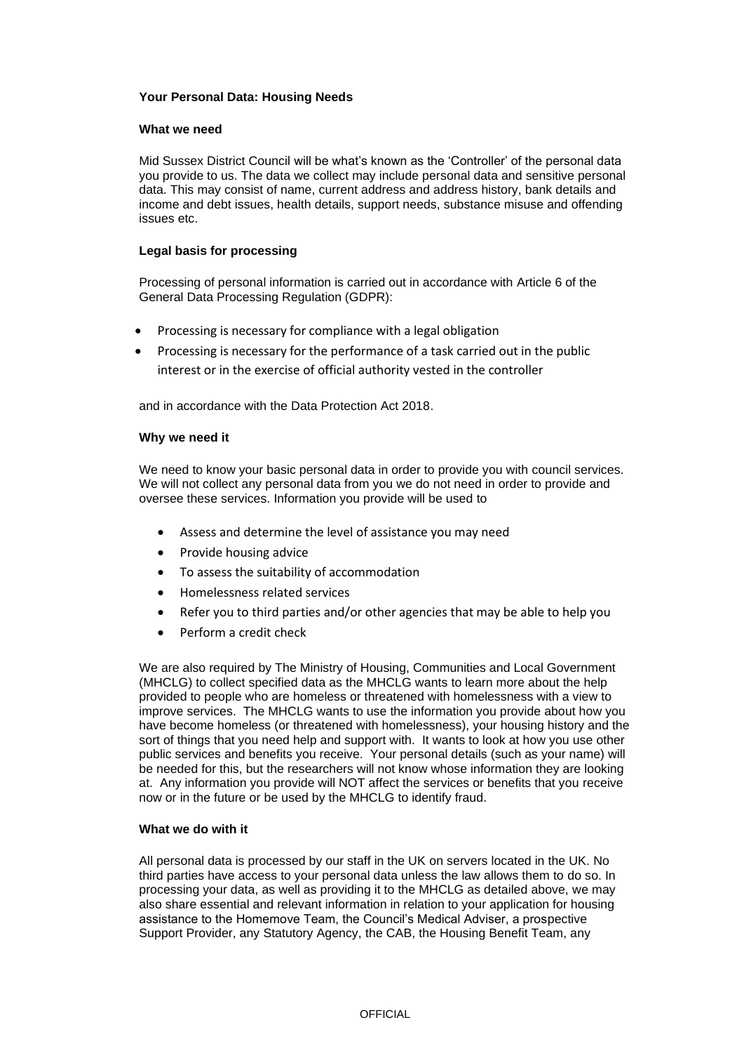**Your Personal Data: Housing Needs**

**What we need**

Mid Sussex District Council will be what's known as the 'Controller' of the personal data you provide to us. The data we collect may include personal data and sensitive personal data. This may consist of name, current address and address history, bank details and income and debt issues, health details, support needs, substance misuse and offending issues etc.

**Legal basis for processing**

Processing of personal information is carried out in accordance with Article 6 of the General Data Processing Regulation (GDPR):

- Processing is necessary for compliance with a legal obligation
- Processing is necessary for the performance of a task carried out in the public interest or in the exercise of official authority vested in the controller

and in accordance with the Data Protection Act 2018.

**Why we need it**

We need to know your basic personal data in order to provide you with council services. We will not collect any personal data from you we do not need in order to provide and oversee these services. Information you provide will be used to

- Assess and determine the level of assistance you may need
- Provide housing advice
- To assess the suitability of accommodation
- Homelessness related services
- Refer you to third parties and/or other agencies that may be able to help you
- Perform a credit check

We are also required by The Ministry of Housing, Communities and Local Government (MHCLG) to collect specified data as the MHCLG wants to learn more about the help provided to people who are homeless or threatened with homelessness with a view to improve services. The MHCLG wants to use the information you provide about how you have become homeless (or threatened with homelessness), your housing history and the sort of things that you need help and support with. It wants to look at how you use other public services and benefits you receive. Your personal details (such as your name) will be needed for this, but the researchers will not know whose information they are looking at. Any information you provide will NOT affect the services or benefits that you receive now or in the future or be used by the MHCLG to identify fraud.

**What we do with it**

All personal data is processed by our staff in the UK on servers located in the UK. No third parties have access to your personal data unless the law allows them to do so. In processing your data, as well as providing it to the MHCLG as detailed above, we may also share essential and relevant information in relation to your application for housing assistance to the Homemove Team, the Council's Medical Adviser, a prospective Support Provider, any Statutory Agency, the CAB, the Housing Benefit Team, any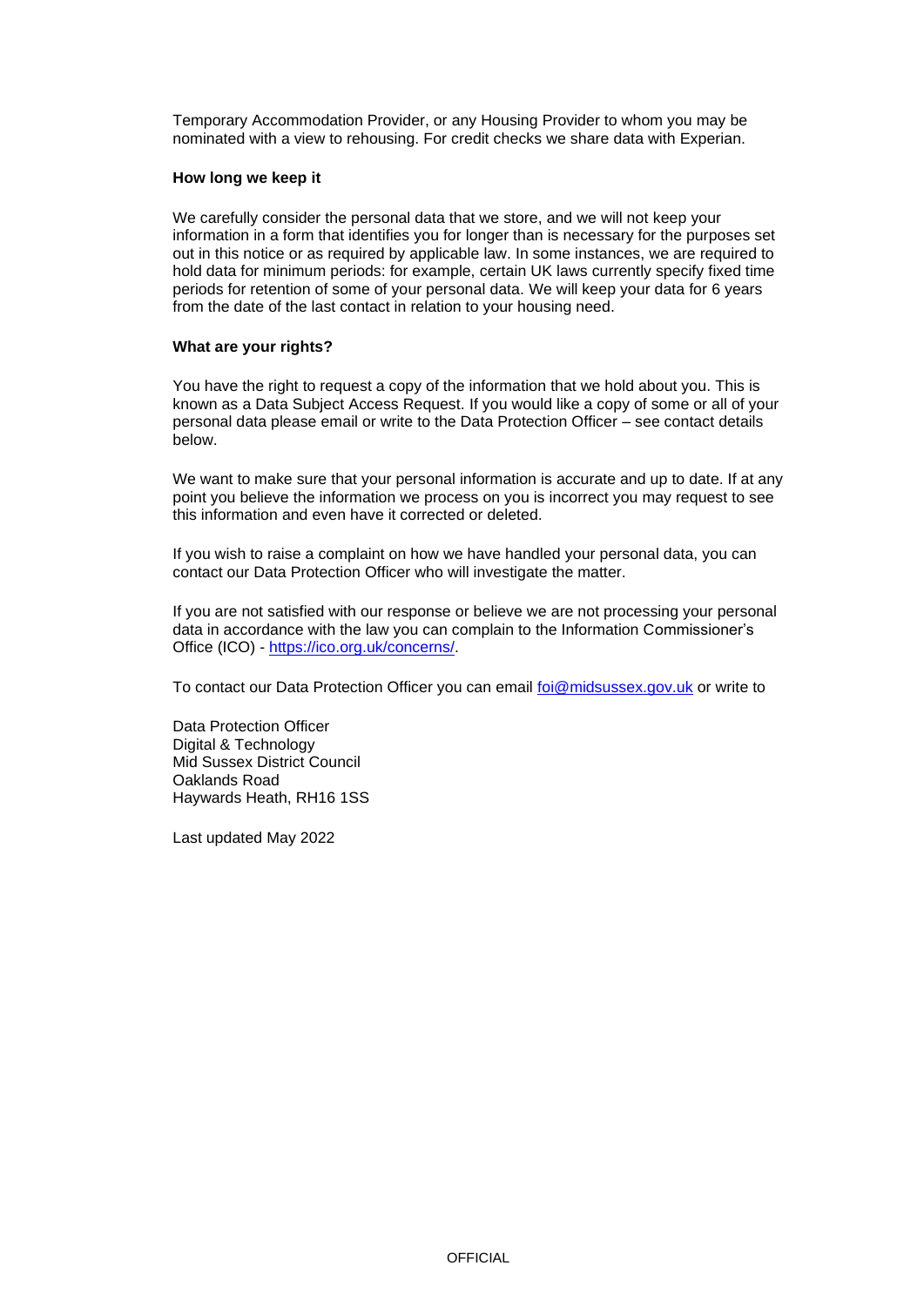Temporary Accommodation Provider, or any Housing Provider to whom you may be nominated with a view to rehousing. For credit checks we share data with Experian.

**How long we keep it**

We carefully consider the personal data that we store, and we will not keep your information in a form that identifies you for longer than is necessary for the purposes set out in this notice or as required by applicable law. In some instances, we are required to hold data for minimum periods: for example, certain UK laws currently specify fixed time periods for retention of some of your personal data. We will keep your data for 6 years from the date of the last contact in relation to your housing need.

**What are your rights?**

You have the right to request a copy of the information that we hold about you. This is known as a Data Subject Access Request. If you would like a copy of some or all of your personal data please email or write to the Data Protection Officer – see contact details below.

We want to make sure that your personal information is accurate and up to date. If at any point you believe the information we process on you is incorrect you may request to see this information and even have it corrected or deleted.

If you wish to raise a complaint on how we have handled your personal data, you can contact our Data Protection Officer who will investigate the matter.

If you are not satisfied with our response or believe we are not processing your personal data in accordance with the law you can complain to the Information Commissioner's Office (ICO) - https://ico.org.uk/concerns/.

To contact our Data Protection Officer you can email foi@midsussex.gov.uk or write to

Data Protection Officer  
Digital & Technology  
Mid Sussex District Council  
Oaklands Road  
Haywards Heath, RH16 1SS

Last updated May 2022

OFFICIAL